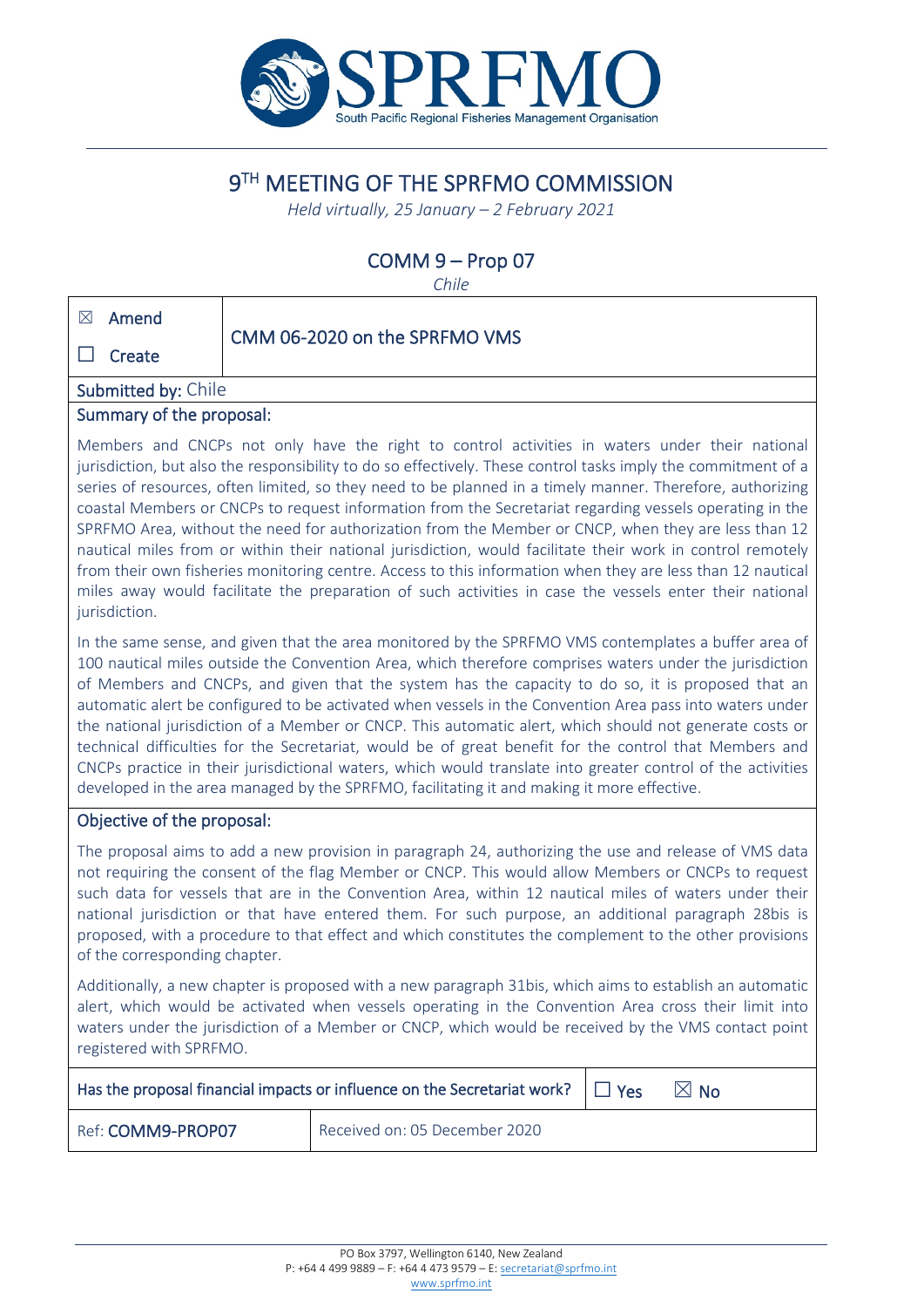# 9[TH] MEETING OF THE SPRFMO COMMISSION

*Held virtually, 25 January – 2 February 2021*

## COMM 9 – Prop 07

*Chile*

| ☒ Amend<br>☐ Create | CMM 06-2020 on the SPRFMO VMS |
|---|---|

**Submitted by:** Chile

**Summary of the proposal:**

Members and CNCPs not only have the right to control activities in waters under their national jurisdiction, but also the responsibility to do so effectively. These control tasks imply the commitment of a series of resources, often limited, so they need to be planned in a timely manner. Therefore, authorizing coastal Members or CNCPs to request information from the Secretariat regarding vessels operating in the SPRFMO Area, without the need for authorization from the Member or CNCP, when they are less than 12 nautical miles from or within their national jurisdiction, would facilitate their work in control remotely from their own fisheries monitoring centre. Access to this information when they are less than 12 nautical miles away would facilitate the preparation of such activities in case the vessels enter their national jurisdiction.

In the same sense, and given that the area monitored by the SPRFMO VMS contemplates a buffer area of 100 nautical miles outside the Convention Area, which therefore comprises waters under the jurisdiction of Members and CNCPs, and given that the system has the capacity to do so, it is proposed that an automatic alert be configured to be activated when vessels in the Convention Area pass into waters under the national jurisdiction of a Member or CNCP. This automatic alert, which should not generate costs or technical difficulties for the Secretariat, would be of great benefit for the control that Members and CNCPs practice in their jurisdictional waters, which would translate into greater control of the activities developed in the area managed by the SPRFMO, facilitating it and making it more effective.

**Objective of the proposal:**

The proposal aims to add a new provision in paragraph 24, authorizing the use and release of VMS data not requiring the consent of the flag Member or CNCP. This would allow Members or CNCPs to request such data for vessels that are in the Convention Area, within 12 nautical miles of waters under their national jurisdiction or that have entered them. For such purpose, an additional paragraph 28bis is proposed, with a procedure to that effect and which constitutes the complement to the other provisions of the corresponding chapter.

Additionally, a new chapter is proposed with a new paragraph 31bis, which aims to establish an automatic alert, which would be activated when vessels operating in the Convention Area cross their limit into waters under the jurisdiction of a Member or CNCP, which would be received by the VMS contact point registered with SPRFMO.

| Has the proposal financial impacts or influence on the Secretariat work? | ☐ Yes ☒ No |
|---|---|
| Ref: **COMM9-PROP07** | Received on: 05 December 2020 |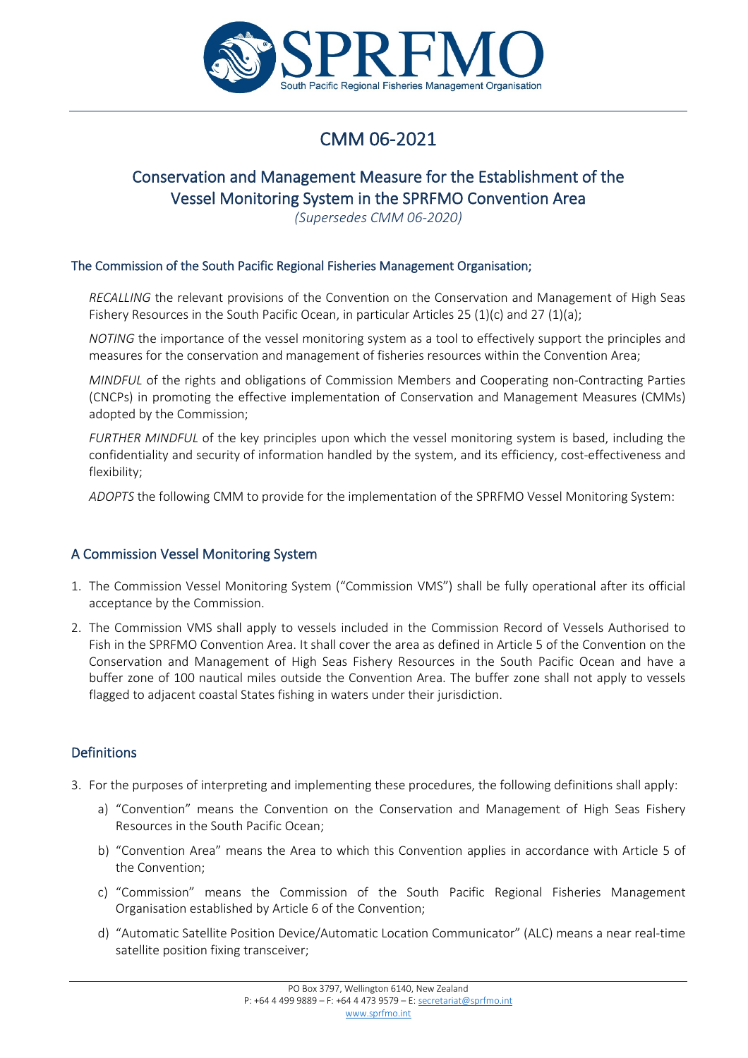# CMM 06-2021

## Conservation and Management Measure for the Establishment of the Vessel Monitoring System in the SPRFMO Convention Area

*(Supersedes CMM 06-2020)*

### The Commission of the South Pacific Regional Fisheries Management Organisation;

*RECALLING* the relevant provisions of the Convention on the Conservation and Management of High Seas Fishery Resources in the South Pacific Ocean, in particular Articles 25 (1)(c) and 27 (1)(a);

*NOTING* the importance of the vessel monitoring system as a tool to effectively support the principles and measures for the conservation and management of fisheries resources within the Convention Area;

*MINDFUL* of the rights and obligations of Commission Members and Cooperating non-Contracting Parties (CNCPs) in promoting the effective implementation of Conservation and Management Measures (CMMs) adopted by the Commission;

*FURTHER MINDFUL* of the key principles upon which the vessel monitoring system is based, including the confidentiality and security of information handled by the system, and its efficiency, cost-effectiveness and flexibility;

*ADOPTS* the following CMM to provide for the implementation of the SPRFMO Vessel Monitoring System:

### A Commission Vessel Monitoring System

1. The Commission Vessel Monitoring System ("Commission VMS") shall be fully operational after its official acceptance by the Commission.
2. The Commission VMS shall apply to vessels included in the Commission Record of Vessels Authorised to Fish in the SPRFMO Convention Area. It shall cover the area as defined in Article 5 of the Convention on the Conservation and Management of High Seas Fishery Resources in the South Pacific Ocean and have a buffer zone of 100 nautical miles outside the Convention Area. The buffer zone shall not apply to vessels flagged to adjacent coastal States fishing in waters under their jurisdiction.

### Definitions

3. For the purposes of interpreting and implementing these procedures, the following definitions shall apply:
   a) "Convention" means the Convention on the Conservation and Management of High Seas Fishery Resources in the South Pacific Ocean;
   b) "Convention Area" means the Area to which this Convention applies in accordance with Article 5 of the Convention;
   c) "Commission" means the Commission of the South Pacific Regional Fisheries Management Organisation established by Article 6 of the Convention;
   d) "Automatic Satellite Position Device/Automatic Location Communicator" (ALC) means a near real-time satellite position fixing transceiver;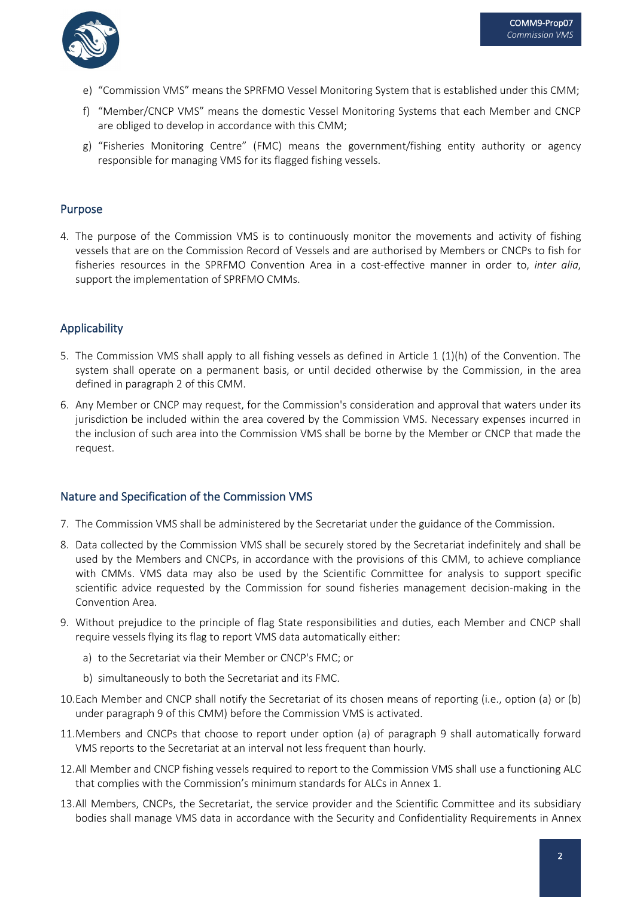e) "Commission VMS" means the SPRFMO Vessel Monitoring System that is established under this CMM;

f) "Member/CNCP VMS" means the domestic Vessel Monitoring Systems that each Member and CNCP are obliged to develop in accordance with this CMM;

g) "Fisheries Monitoring Centre" (FMC) means the government/fishing entity authority or agency responsible for managing VMS for its flagged fishing vessels.

## Purpose

4. The purpose of the Commission VMS is to continuously monitor the movements and activity of fishing vessels that are on the Commission Record of Vessels and are authorised by Members or CNCPs to fish for fisheries resources in the SPRFMO Convention Area in a cost-effective manner in order to, *inter alia*, support the implementation of SPRFMO CMMs.

## Applicability

5. The Commission VMS shall apply to all fishing vessels as defined in Article 1 (1)(h) of the Convention. The system shall operate on a permanent basis, or until decided otherwise by the Commission, in the area defined in paragraph 2 of this CMM.

6. Any Member or CNCP may request, for the Commission's consideration and approval that waters under its jurisdiction be included within the area covered by the Commission VMS. Necessary expenses incurred in the inclusion of such area into the Commission VMS shall be borne by the Member or CNCP that made the request.

## Nature and Specification of the Commission VMS

7. The Commission VMS shall be administered by the Secretariat under the guidance of the Commission.

8. Data collected by the Commission VMS shall be securely stored by the Secretariat indefinitely and shall be used by the Members and CNCPs, in accordance with the provisions of this CMM, to achieve compliance with CMMs. VMS data may also be used by the Scientific Committee for analysis to support specific scientific advice requested by the Commission for sound fisheries management decision-making in the Convention Area.

9. Without prejudice to the principle of flag State responsibilities and duties, each Member and CNCP shall require vessels flying its flag to report VMS data automatically either:

   a) to the Secretariat via their Member or CNCP's FMC; or

   b) simultaneously to both the Secretariat and its FMC.

10. Each Member and CNCP shall notify the Secretariat of its chosen means of reporting (i.e., option (a) or (b) under paragraph 9 of this CMM) before the Commission VMS is activated.

11. Members and CNCPs that choose to report under option (a) of paragraph 9 shall automatically forward VMS reports to the Secretariat at an interval not less frequent than hourly.

12. All Member and CNCP fishing vessels required to report to the Commission VMS shall use a functioning ALC that complies with the Commission's minimum standards for ALCs in Annex 1.

13. All Members, CNCPs, the Secretariat, the service provider and the Scientific Committee and its subsidiary bodies shall manage VMS data in accordance with the Security and Confidentiality Requirements in Annex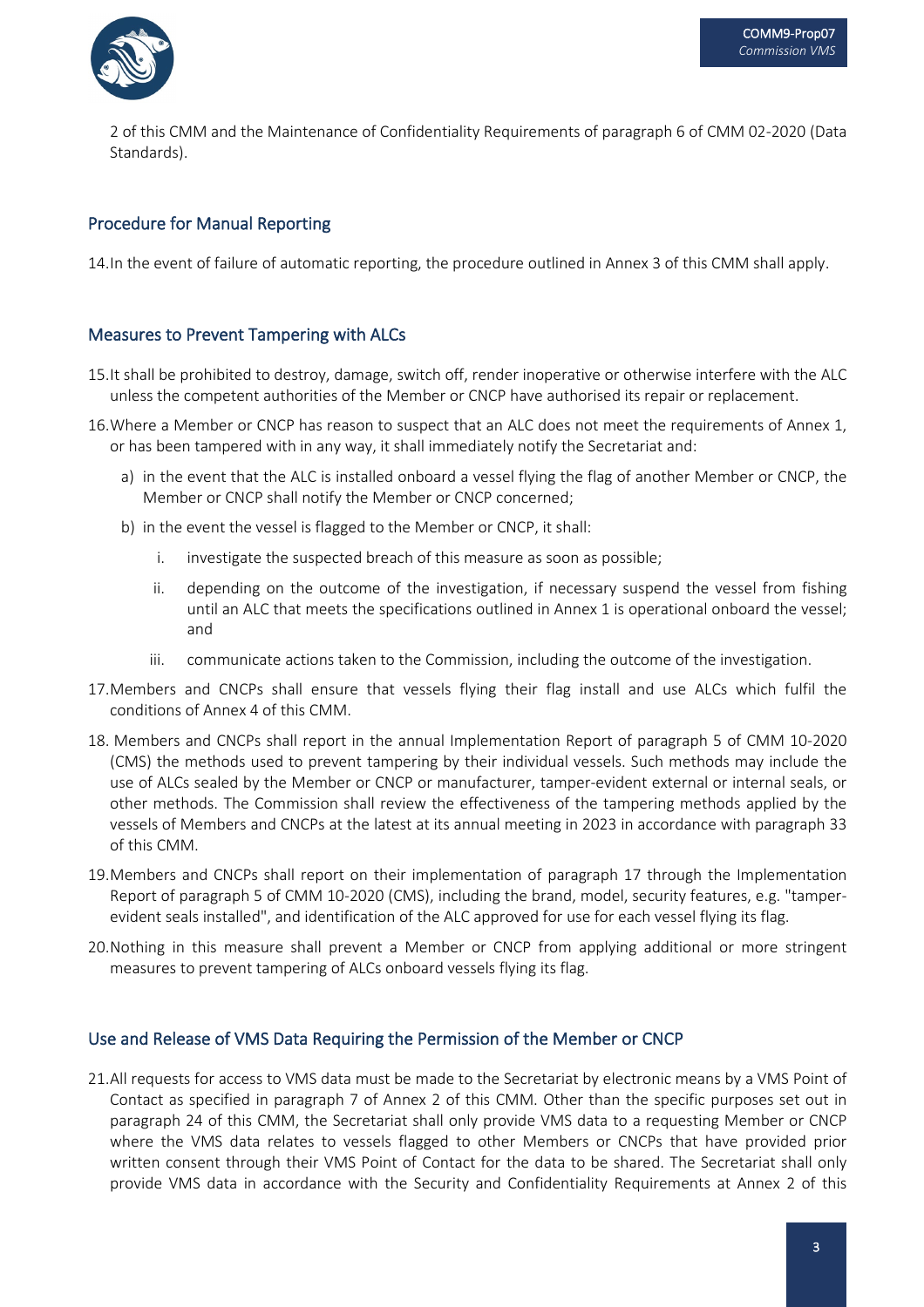2 of this CMM and the Maintenance of Confidentiality Requirements of paragraph 6 of CMM 02-2020 (Data Standards).

## Procedure for Manual Reporting

14. In the event of failure of automatic reporting, the procedure outlined in Annex 3 of this CMM shall apply.

## Measures to Prevent Tampering with ALCs

15. It shall be prohibited to destroy, damage, switch off, render inoperative or otherwise interfere with the ALC unless the competent authorities of the Member or CNCP have authorised its repair or replacement.

16. Where a Member or CNCP has reason to suspect that an ALC does not meet the requirements of Annex 1, or has been tampered with in any way, it shall immediately notify the Secretariat and:

    a) in the event that the ALC is installed onboard a vessel flying the flag of another Member or CNCP, the Member or CNCP shall notify the Member or CNCP concerned;

    b) in the event the vessel is flagged to the Member or CNCP, it shall:

        i. investigate the suspected breach of this measure as soon as possible;

        ii. depending on the outcome of the investigation, if necessary suspend the vessel from fishing until an ALC that meets the specifications outlined in Annex 1 is operational onboard the vessel; and

        iii. communicate actions taken to the Commission, including the outcome of the investigation.

17. Members and CNCPs shall ensure that vessels flying their flag install and use ALCs which fulfil the conditions of Annex 4 of this CMM.

18. Members and CNCPs shall report in the annual Implementation Report of paragraph 5 of CMM 10-2020 (CMS) the methods used to prevent tampering by their individual vessels. Such methods may include the use of ALCs sealed by the Member or CNCP or manufacturer, tamper-evident external or internal seals, or other methods. The Commission shall review the effectiveness of the tampering methods applied by the vessels of Members and CNCPs at the latest at its annual meeting in 2023 in accordance with paragraph 33 of this CMM.

19. Members and CNCPs shall report on their implementation of paragraph 17 through the Implementation Report of paragraph 5 of CMM 10-2020 (CMS), including the brand, model, security features, e.g. "tamper-evident seals installed", and identification of the ALC approved for use for each vessel flying its flag.

20. Nothing in this measure shall prevent a Member or CNCP from applying additional or more stringent measures to prevent tampering of ALCs onboard vessels flying its flag.

## Use and Release of VMS Data Requiring the Permission of the Member or CNCP

21. All requests for access to VMS data must be made to the Secretariat by electronic means by a VMS Point of Contact as specified in paragraph 7 of Annex 2 of this CMM. Other than the specific purposes set out in paragraph 24 of this CMM, the Secretariat shall only provide VMS data to a requesting Member or CNCP where the VMS data relates to vessels flagged to other Members or CNCPs that have provided prior written consent through their VMS Point of Contact for the data to be shared. The Secretariat shall only provide VMS data in accordance with the Security and Confidentiality Requirements at Annex 2 of this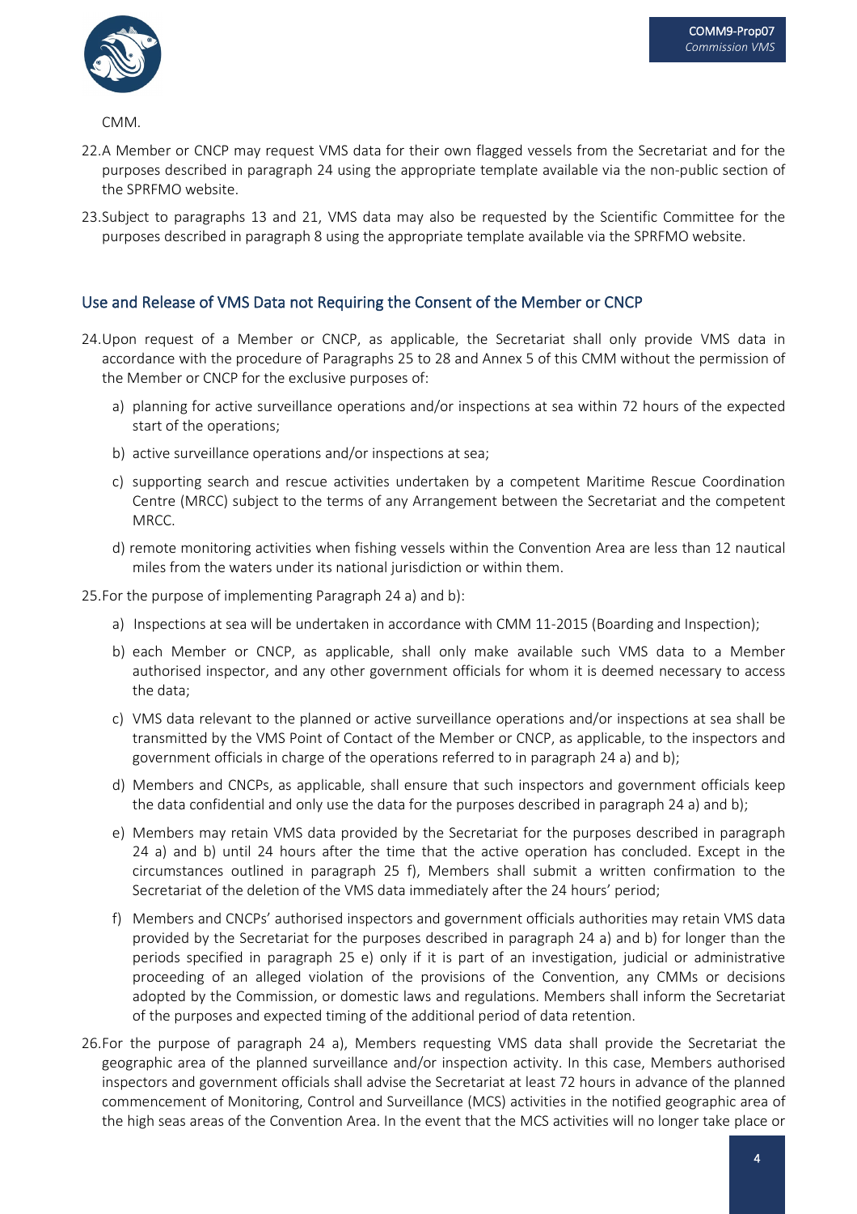CMM.

22. A Member or CNCP may request VMS data for their own flagged vessels from the Secretariat and for the purposes described in paragraph 24 using the appropriate template available via the non-public section of the SPRFMO website.

23. Subject to paragraphs 13 and 21, VMS data may also be requested by the Scientific Committee for the purposes described in paragraph 8 using the appropriate template available via the SPRFMO website.

## Use and Release of VMS Data not Requiring the Consent of the Member or CNCP

24. Upon request of a Member or CNCP, as applicable, the Secretariat shall only provide VMS data in accordance with the procedure of Paragraphs 25 to 28 and Annex 5 of this CMM without the permission of the Member or CNCP for the exclusive purposes of:

    a) planning for active surveillance operations and/or inspections at sea within 72 hours of the expected start of the operations;

    b) active surveillance operations and/or inspections at sea;

    c) supporting search and rescue activities undertaken by a competent Maritime Rescue Coordination Centre (MRCC) subject to the terms of any Arrangement between the Secretariat and the competent MRCC.

    d) remote monitoring activities when fishing vessels within the Convention Area are less than 12 nautical miles from the waters under its national jurisdiction or within them.

25. For the purpose of implementing Paragraph 24 a) and b):

    a) Inspections at sea will be undertaken in accordance with CMM 11-2015 (Boarding and Inspection);

    b) each Member or CNCP, as applicable, shall only make available such VMS data to a Member authorised inspector, and any other government officials for whom it is deemed necessary to access the data;

    c) VMS data relevant to the planned or active surveillance operations and/or inspections at sea shall be transmitted by the VMS Point of Contact of the Member or CNCP, as applicable, to the inspectors and government officials in charge of the operations referred to in paragraph 24 a) and b);

    d) Members and CNCPs, as applicable, shall ensure that such inspectors and government officials keep the data confidential and only use the data for the purposes described in paragraph 24 a) and b);

    e) Members may retain VMS data provided by the Secretariat for the purposes described in paragraph 24 a) and b) until 24 hours after the time that the active operation has concluded. Except in the circumstances outlined in paragraph 25 f), Members shall submit a written confirmation to the Secretariat of the deletion of the VMS data immediately after the 24 hours' period;

    f) Members and CNCPs' authorised inspectors and government officials authorities may retain VMS data provided by the Secretariat for the purposes described in paragraph 24 a) and b) for longer than the periods specified in paragraph 25 e) only if it is part of an investigation, judicial or administrative proceeding of an alleged violation of the provisions of the Convention, any CMMs or decisions adopted by the Commission, or domestic laws and regulations. Members shall inform the Secretariat of the purposes and expected timing of the additional period of data retention.

26. For the purpose of paragraph 24 a), Members requesting VMS data shall provide the Secretariat the geographic area of the planned surveillance and/or inspection activity. In this case, Members authorised inspectors and government officials shall advise the Secretariat at least 72 hours in advance of the planned commencement of Monitoring, Control and Surveillance (MCS) activities in the notified geographic area of the high seas areas of the Convention Area. In the event that the MCS activities will no longer take place or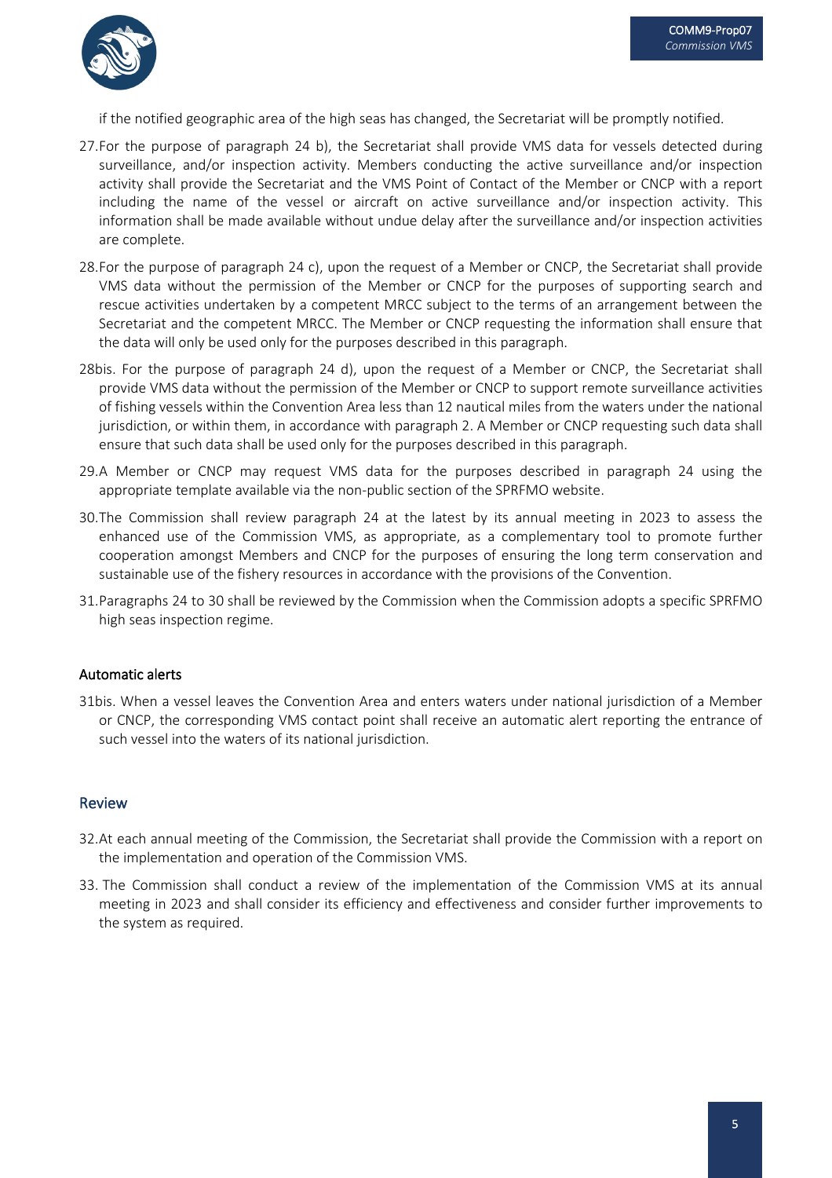if the notified geographic area of the high seas has changed, the Secretariat will be promptly notified.

27. For the purpose of paragraph 24 b), the Secretariat shall provide VMS data for vessels detected during surveillance, and/or inspection activity. Members conducting the active surveillance and/or inspection activity shall provide the Secretariat and the VMS Point of Contact of the Member or CNCP with a report including the name of the vessel or aircraft on active surveillance and/or inspection activity. This information shall be made available without undue delay after the surveillance and/or inspection activities are complete.

28. For the purpose of paragraph 24 c), upon the request of a Member or CNCP, the Secretariat shall provide VMS data without the permission of the Member or CNCP for the purposes of supporting search and rescue activities undertaken by a competent MRCC subject to the terms of an arrangement between the Secretariat and the competent MRCC. The Member or CNCP requesting the information shall ensure that the data will only be used only for the purposes described in this paragraph.

28bis. For the purpose of paragraph 24 d), upon the request of a Member or CNCP, the Secretariat shall provide VMS data without the permission of the Member or CNCP to support remote surveillance activities of fishing vessels within the Convention Area less than 12 nautical miles from the waters under the national jurisdiction, or within them, in accordance with paragraph 2. A Member or CNCP requesting such data shall ensure that such data shall be used only for the purposes described in this paragraph.

29. A Member or CNCP may request VMS data for the purposes described in paragraph 24 using the appropriate template available via the non-public section of the SPRFMO website.

30. The Commission shall review paragraph 24 at the latest by its annual meeting in 2023 to assess the enhanced use of the Commission VMS, as appropriate, as a complementary tool to promote further cooperation amongst Members and CNCP for the purposes of ensuring the long term conservation and sustainable use of the fishery resources in accordance with the provisions of the Convention.

31. Paragraphs 24 to 30 shall be reviewed by the Commission when the Commission adopts a specific SPRFMO high seas inspection regime.

### Automatic alerts

31bis. When a vessel leaves the Convention Area and enters waters under national jurisdiction of a Member or CNCP, the corresponding VMS contact point shall receive an automatic alert reporting the entrance of such vessel into the waters of its national jurisdiction.

## Review

32. At each annual meeting of the Commission, the Secretariat shall provide the Commission with a report on the implementation and operation of the Commission VMS.

33. The Commission shall conduct a review of the implementation of the Commission VMS at its annual meeting in 2023 and shall consider its efficiency and effectiveness and consider further improvements to the system as required.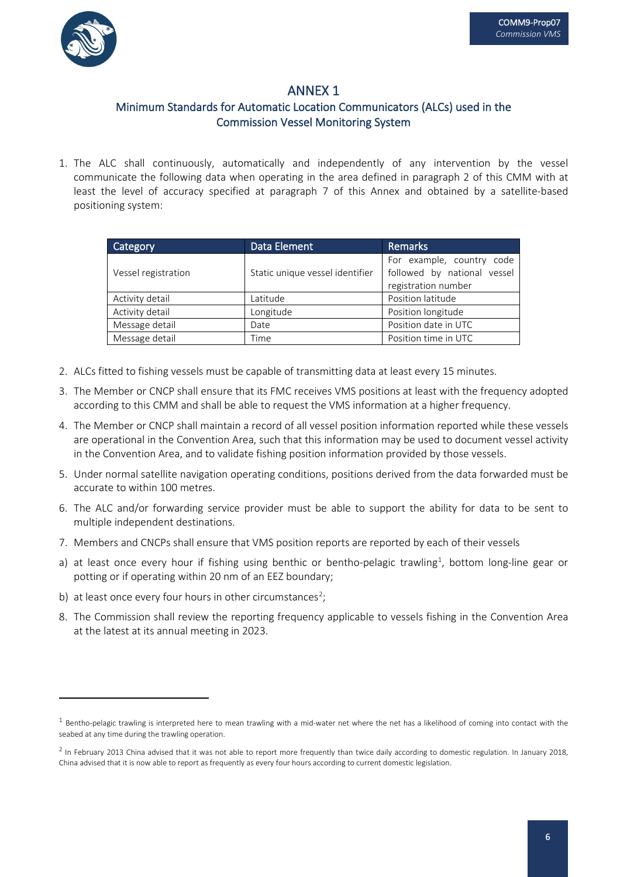# ANNEX 1

## Minimum Standards for Automatic Location Communicators (ALCs) used in the Commission Vessel Monitoring System

1. The ALC shall continuously, automatically and independently of any intervention by the vessel communicate the following data when operating in the area defined in paragraph 2 of this CMM with at least the level of accuracy specified at paragraph 7 of this Annex and obtained by a satellite-based positioning system:

| Category | Data Element | Remarks |
|---|---|---|
| Vessel registration | Static unique vessel identifier | For example, country code followed by national vessel registration number |
| Activity detail | Latitude | Position latitude |
| Activity detail | Longitude | Position longitude |
| Message detail | Date | Position date in UTC |
| Message detail | Time | Position time in UTC |

2. ALCs fitted to fishing vessels must be capable of transmitting data at least every 15 minutes.
3. The Member or CNCP shall ensure that its FMC receives VMS positions at least with the frequency adopted according to this CMM and shall be able to request the VMS information at a higher frequency.
4. The Member or CNCP shall maintain a record of all vessel position information reported while these vessels are operational in the Convention Area, such that this information may be used to document vessel activity in the Convention Area, and to validate fishing position information provided by those vessels.
5. Under normal satellite navigation operating conditions, positions derived from the data forwarded must be accurate to within 100 metres.
6. The ALC and/or forwarding service provider must be able to support the ability for data to be sent to multiple independent destinations.
7. Members and CNCPs shall ensure that VMS position reports are reported by each of their vessels

a) at least once every hour if fishing using benthic or bentho-pelagic trawling[1], bottom long-line gear or potting or if operating within 20 nm of an EEZ boundary;

b) at least once every four hours in other circumstances[2];

8. The Commission shall review the reporting frequency applicable to vessels fishing in the Convention Area at the latest at its annual meeting in 2023.

---

[1] Bentho-pelagic trawling is interpreted here to mean trawling with a mid-water net where the net has a likelihood of coming into contact with the seabed at any time during the trawling operation.

[2] In February 2013 China advised that it was not able to report more frequently than twice daily according to domestic regulation. In January 2018, China advised that it is now able to report as frequently as every four hours according to current domestic legislation.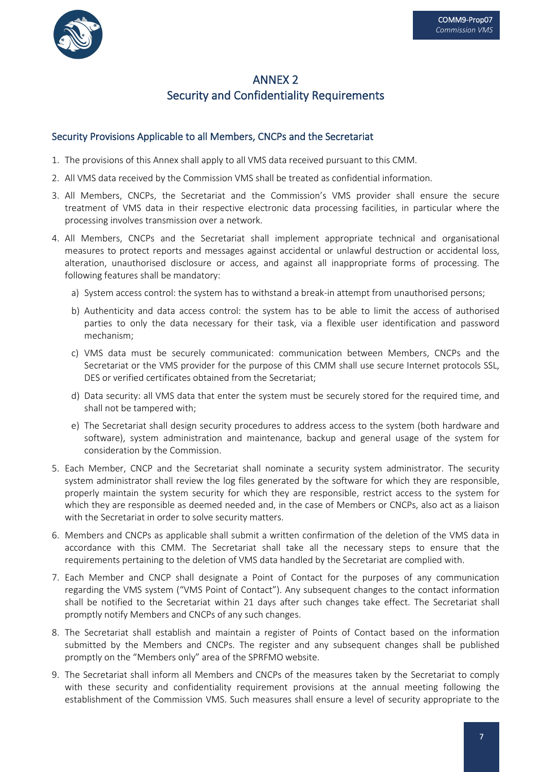# ANNEX 2
# Security and Confidentiality Requirements

## Security Provisions Applicable to all Members, CNCPs and the Secretariat

1. The provisions of this Annex shall apply to all VMS data received pursuant to this CMM.
2. All VMS data received by the Commission VMS shall be treated as confidential information.
3. All Members, CNCPs, the Secretariat and the Commission's VMS provider shall ensure the secure treatment of VMS data in their respective electronic data processing facilities, in particular where the processing involves transmission over a network.
4. All Members, CNCPs and the Secretariat shall implement appropriate technical and organisational measures to protect reports and messages against accidental or unlawful destruction or accidental loss, alteration, unauthorised disclosure or access, and against all inappropriate forms of processing. The following features shall be mandatory:
   a) System access control: the system has to withstand a break-in attempt from unauthorised persons;
   b) Authenticity and data access control: the system has to be able to limit the access of authorised parties to only the data necessary for their task, via a flexible user identification and password mechanism;
   c) VMS data must be securely communicated: communication between Members, CNCPs and the Secretariat or the VMS provider for the purpose of this CMM shall use secure Internet protocols SSL, DES or verified certificates obtained from the Secretariat;
   d) Data security: all VMS data that enter the system must be securely stored for the required time, and shall not be tampered with;
   e) The Secretariat shall design security procedures to address access to the system (both hardware and software), system administration and maintenance, backup and general usage of the system for consideration by the Commission.
5. Each Member, CNCP and the Secretariat shall nominate a security system administrator. The security system administrator shall review the log files generated by the software for which they are responsible, properly maintain the system security for which they are responsible, restrict access to the system for which they are responsible as deemed needed and, in the case of Members or CNCPs, also act as a liaison with the Secretariat in order to solve security matters.
6. Members and CNCPs as applicable shall submit a written confirmation of the deletion of the VMS data in accordance with this CMM. The Secretariat shall take all the necessary steps to ensure that the requirements pertaining to the deletion of VMS data handled by the Secretariat are complied with.
7. Each Member and CNCP shall designate a Point of Contact for the purposes of any communication regarding the VMS system ("VMS Point of Contact"). Any subsequent changes to the contact information shall be notified to the Secretariat within 21 days after such changes take effect. The Secretariat shall promptly notify Members and CNCPs of any such changes.
8. The Secretariat shall establish and maintain a register of Points of Contact based on the information submitted by the Members and CNCPs. The register and any subsequent changes shall be published promptly on the "Members only" area of the SPRFMO website.
9. The Secretariat shall inform all Members and CNCPs of the measures taken by the Secretariat to comply with these security and confidentiality requirement provisions at the annual meeting following the establishment of the Commission VMS. Such measures shall ensure a level of security appropriate to the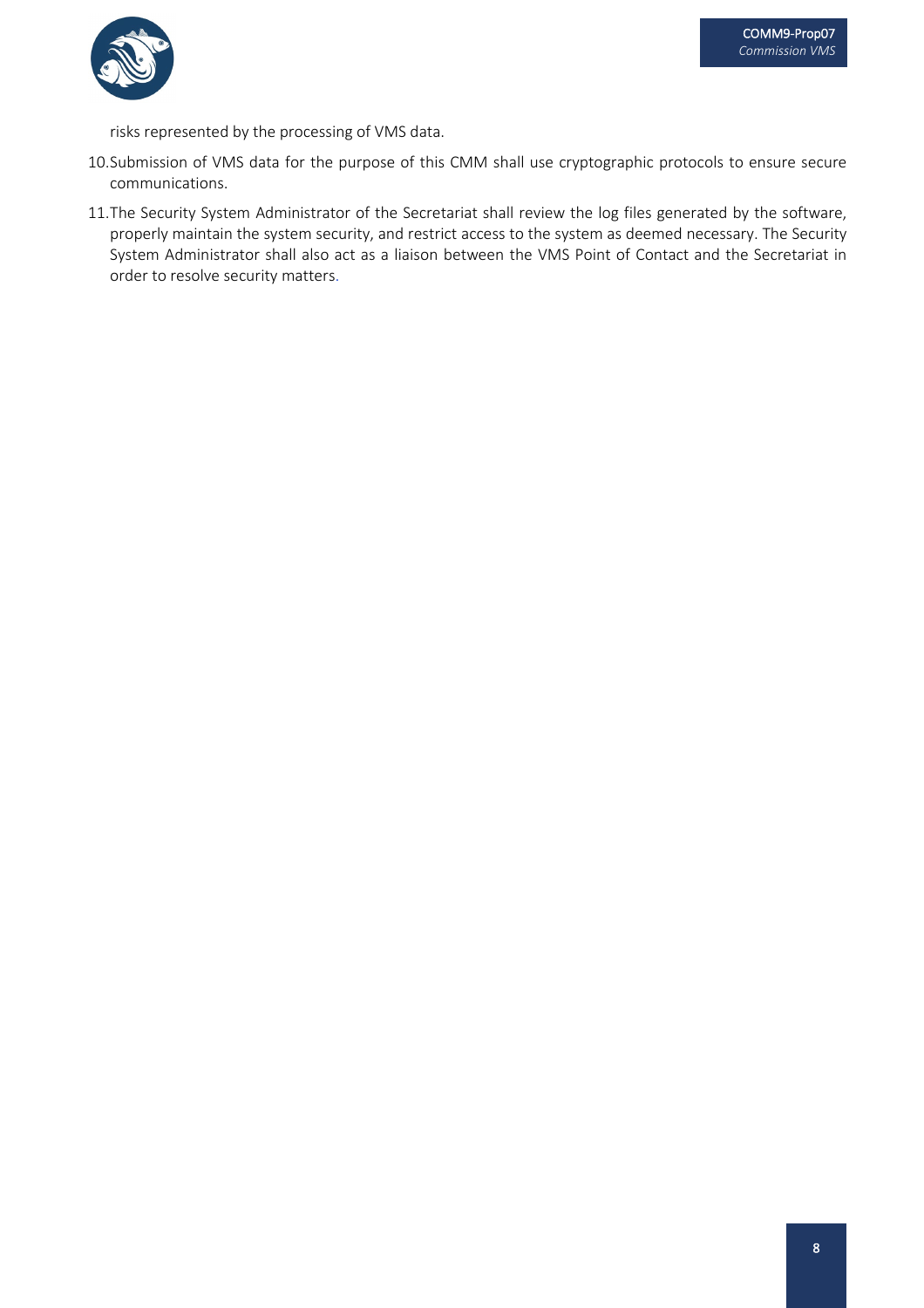risks represented by the processing of VMS data.

10. Submission of VMS data for the purpose of this CMM shall use cryptographic protocols to ensure secure communications.

11. The Security System Administrator of the Secretariat shall review the log files generated by the software, properly maintain the system security, and restrict access to the system as deemed necessary. The Security System Administrator shall also act as a liaison between the VMS Point of Contact and the Secretariat in order to resolve security matters.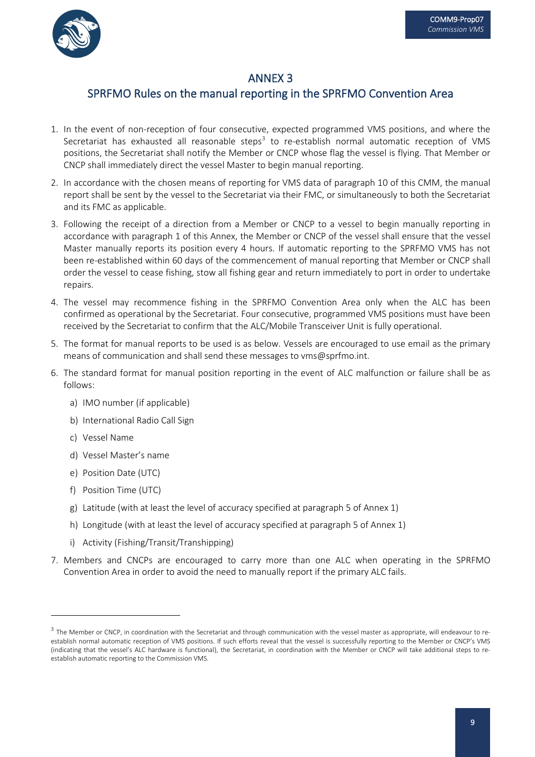# ANNEX 3

## SPRFMO Rules on the manual reporting in the SPRFMO Convention Area

1. In the event of non-reception of four consecutive, expected programmed VMS positions, and where the Secretariat has exhausted all reasonable steps[3] to re-establish normal automatic reception of VMS positions, the Secretariat shall notify the Member or CNCP whose flag the vessel is flying. That Member or CNCP shall immediately direct the vessel Master to begin manual reporting.
2. In accordance with the chosen means of reporting for VMS data of paragraph 10 of this CMM, the manual report shall be sent by the vessel to the Secretariat via their FMC, or simultaneously to both the Secretariat and its FMC as applicable.
3. Following the receipt of a direction from a Member or CNCP to a vessel to begin manually reporting in accordance with paragraph 1 of this Annex, the Member or CNCP of the vessel shall ensure that the vessel Master manually reports its position every 4 hours. If automatic reporting to the SPRFMO VMS has not been re-established within 60 days of the commencement of manual reporting that Member or CNCP shall order the vessel to cease fishing, stow all fishing gear and return immediately to port in order to undertake repairs.
4. The vessel may recommence fishing in the SPRFMO Convention Area only when the ALC has been confirmed as operational by the Secretariat. Four consecutive, programmed VMS positions must have been received by the Secretariat to confirm that the ALC/Mobile Transceiver Unit is fully operational.
5. The format for manual reports to be used is as below. Vessels are encouraged to use email as the primary means of communication and shall send these messages to vms@sprfmo.int.
6. The standard format for manual position reporting in the event of ALC malfunction or failure shall be as follows:
   a) IMO number (if applicable)
   b) International Radio Call Sign
   c) Vessel Name
   d) Vessel Master's name
   e) Position Date (UTC)
   f) Position Time (UTC)
   g) Latitude (with at least the level of accuracy specified at paragraph 5 of Annex 1)
   h) Longitude (with at least the level of accuracy specified at paragraph 5 of Annex 1)
   i) Activity (Fishing/Transit/Transhipping)
7. Members and CNCPs are encouraged to carry more than one ALC when operating in the SPRFMO Convention Area in order to avoid the need to manually report if the primary ALC fails.

---

[3] The Member or CNCP, in coordination with the Secretariat and through communication with the vessel master as appropriate, will endeavour to re-establish normal automatic reception of VMS positions. If such efforts reveal that the vessel is successfully reporting to the Member or CNCP's VMS (indicating that the vessel's ALC hardware is functional), the Secretariat, in coordination with the Member or CNCP will take additional steps to re-establish automatic reporting to the Commission VMS.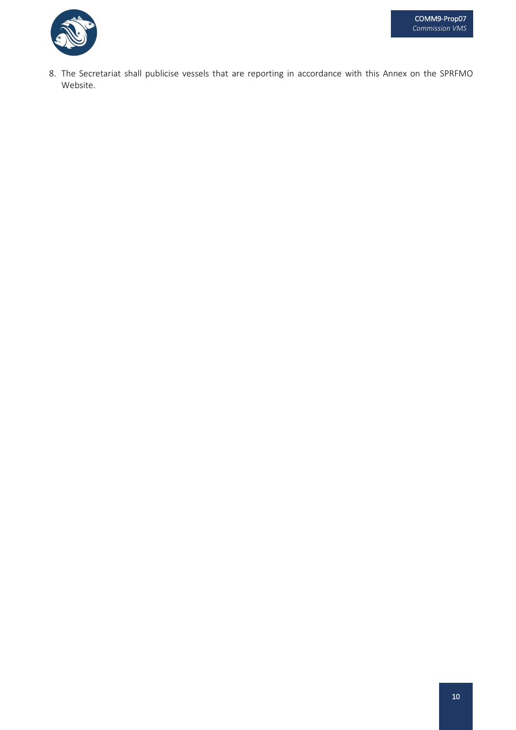8. The Secretariat shall publicise vessels that are reporting in accordance with this Annex on the SPRFMO Website.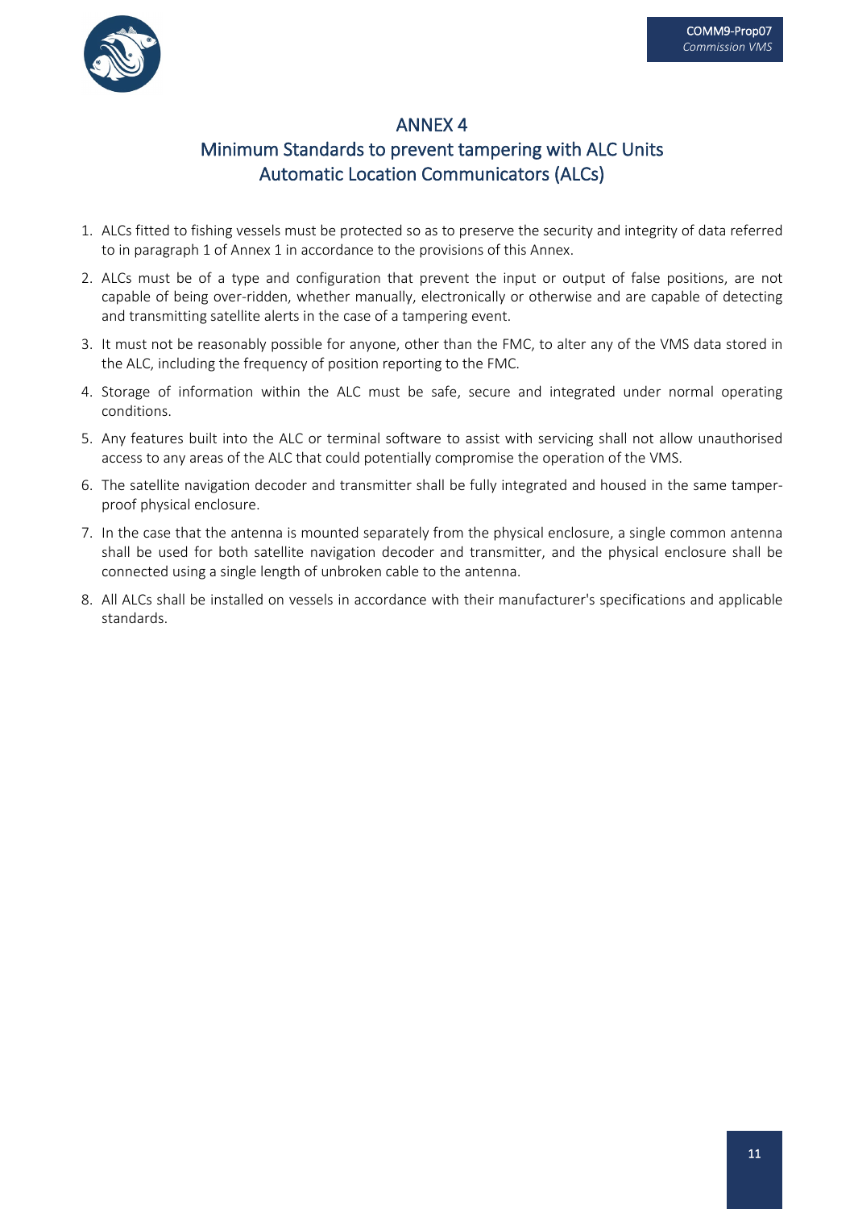# ANNEX 4

## Minimum Standards to prevent tampering with ALC Units Automatic Location Communicators (ALCs)

1. ALCs fitted to fishing vessels must be protected so as to preserve the security and integrity of data referred to in paragraph 1 of Annex 1 in accordance to the provisions of this Annex.
2. ALCs must be of a type and configuration that prevent the input or output of false positions, are not capable of being over-ridden, whether manually, electronically or otherwise and are capable of detecting and transmitting satellite alerts in the case of a tampering event.
3. It must not be reasonably possible for anyone, other than the FMC, to alter any of the VMS data stored in the ALC, including the frequency of position reporting to the FMC.
4. Storage of information within the ALC must be safe, secure and integrated under normal operating conditions.
5. Any features built into the ALC or terminal software to assist with servicing shall not allow unauthorised access to any areas of the ALC that could potentially compromise the operation of the VMS.
6. The satellite navigation decoder and transmitter shall be fully integrated and housed in the same tamper-proof physical enclosure.
7. In the case that the antenna is mounted separately from the physical enclosure, a single common antenna shall be used for both satellite navigation decoder and transmitter, and the physical enclosure shall be connected using a single length of unbroken cable to the antenna.
8. All ALCs shall be installed on vessels in accordance with their manufacturer's specifications and applicable standards.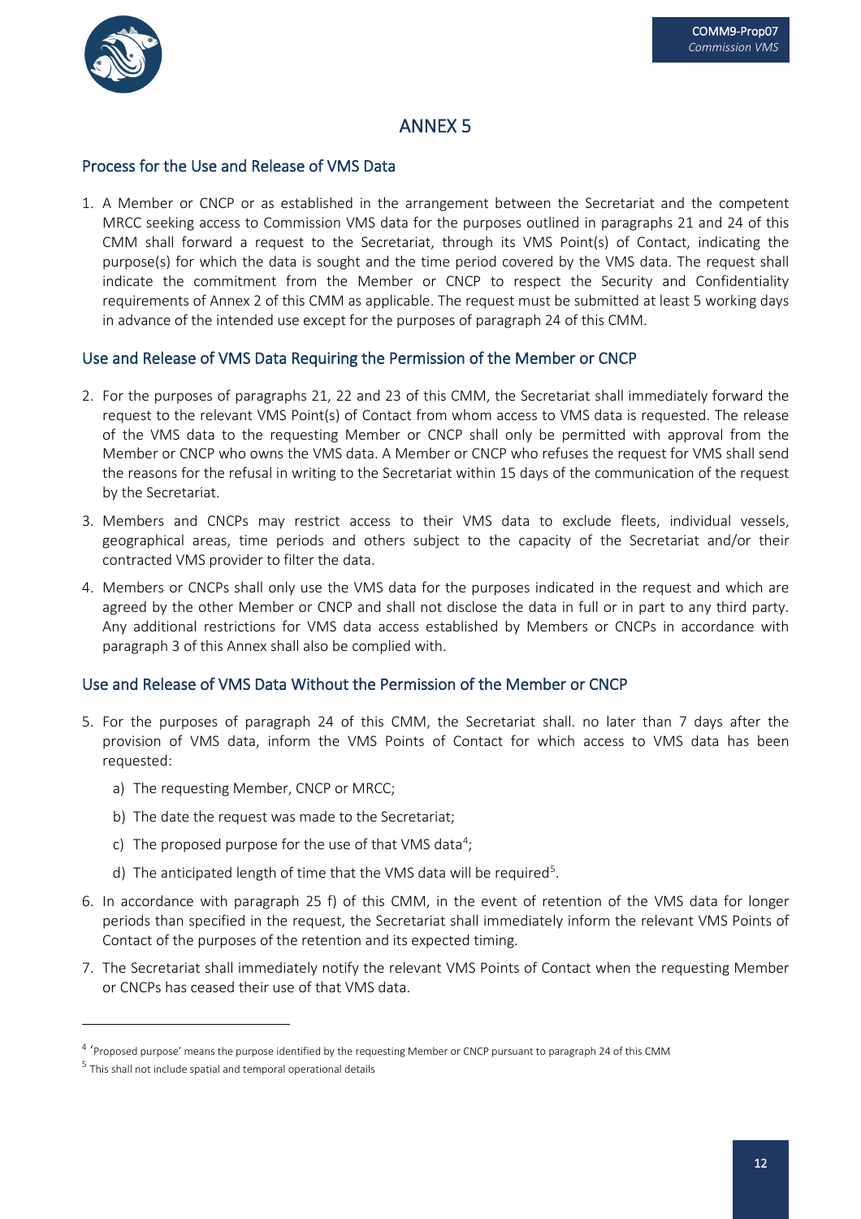# ANNEX 5

## Process for the Use and Release of VMS Data

1. A Member or CNCP or as established in the arrangement between the Secretariat and the competent MRCC seeking access to Commission VMS data for the purposes outlined in paragraphs 21 and 24 of this CMM shall forward a request to the Secretariat, through its VMS Point(s) of Contact, indicating the purpose(s) for which the data is sought and the time period covered by the VMS data. The request shall indicate the commitment from the Member or CNCP to respect the Security and Confidentiality requirements of Annex 2 of this CMM as applicable. The request must be submitted at least 5 working days in advance of the intended use except for the purposes of paragraph 24 of this CMM.

## Use and Release of VMS Data Requiring the Permission of the Member or CNCP

2. For the purposes of paragraphs 21, 22 and 23 of this CMM, the Secretariat shall immediately forward the request to the relevant VMS Point(s) of Contact from whom access to VMS data is requested. The release of the VMS data to the requesting Member or CNCP shall only be permitted with approval from the Member or CNCP who owns the VMS data. A Member or CNCP who refuses the request for VMS shall send the reasons for the refusal in writing to the Secretariat within 15 days of the communication of the request by the Secretariat.
3. Members and CNCPs may restrict access to their VMS data to exclude fleets, individual vessels, geographical areas, time periods and others subject to the capacity of the Secretariat and/or their contracted VMS provider to filter the data.
4. Members or CNCPs shall only use the VMS data for the purposes indicated in the request and which are agreed by the other Member or CNCP and shall not disclose the data in full or in part to any third party. Any additional restrictions for VMS data access established by Members or CNCPs in accordance with paragraph 3 of this Annex shall also be complied with.

## Use and Release of VMS Data Without the Permission of the Member or CNCP

5. For the purposes of paragraph 24 of this CMM, the Secretariat shall. no later than 7 days after the provision of VMS data, inform the VMS Points of Contact for which access to VMS data has been requested:
   a) The requesting Member, CNCP or MRCC;
   b) The date the request was made to the Secretariat;
   c) The proposed purpose for the use of that VMS data[4];
   d) The anticipated length of time that the VMS data will be required[5].
6. In accordance with paragraph 25 f) of this CMM, in the event of retention of the VMS data for longer periods than specified in the request, the Secretariat shall immediately inform the relevant VMS Points of Contact of the purposes of the retention and its expected timing.
7. The Secretariat shall immediately notify the relevant VMS Points of Contact when the requesting Member or CNCPs has ceased their use of that VMS data.

---

[4] 'Proposed purpose' means the purpose identified by the requesting Member or CNCP pursuant to paragraph 24 of this CMM

[5] This shall not include spatial and temporal operational details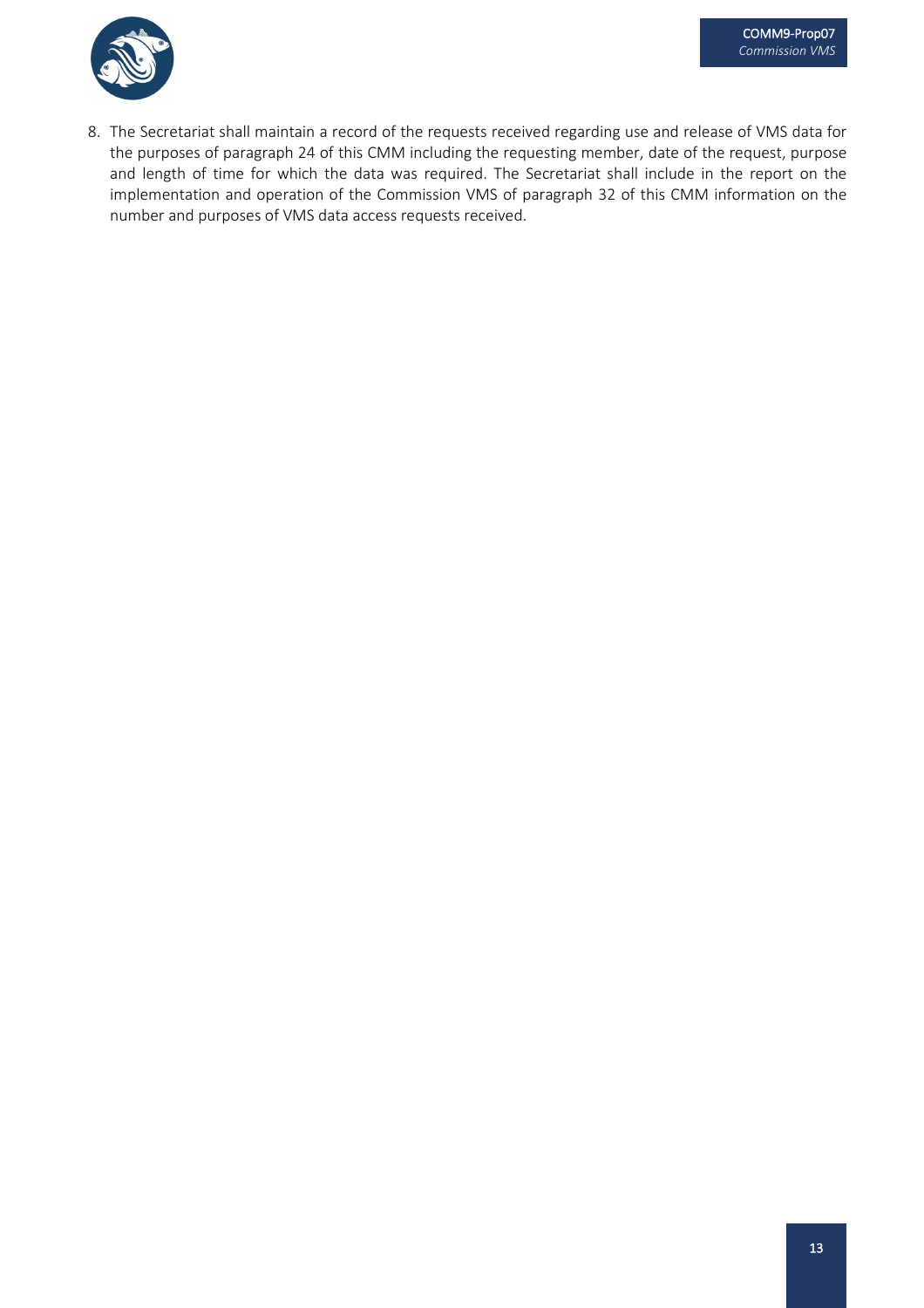8. The Secretariat shall maintain a record of the requests received regarding use and release of VMS data for the purposes of paragraph 24 of this CMM including the requesting member, date of the request, purpose and length of time for which the data was required. The Secretariat shall include in the report on the implementation and operation of the Commission VMS of paragraph 32 of this CMM information on the number and purposes of VMS data access requests received.